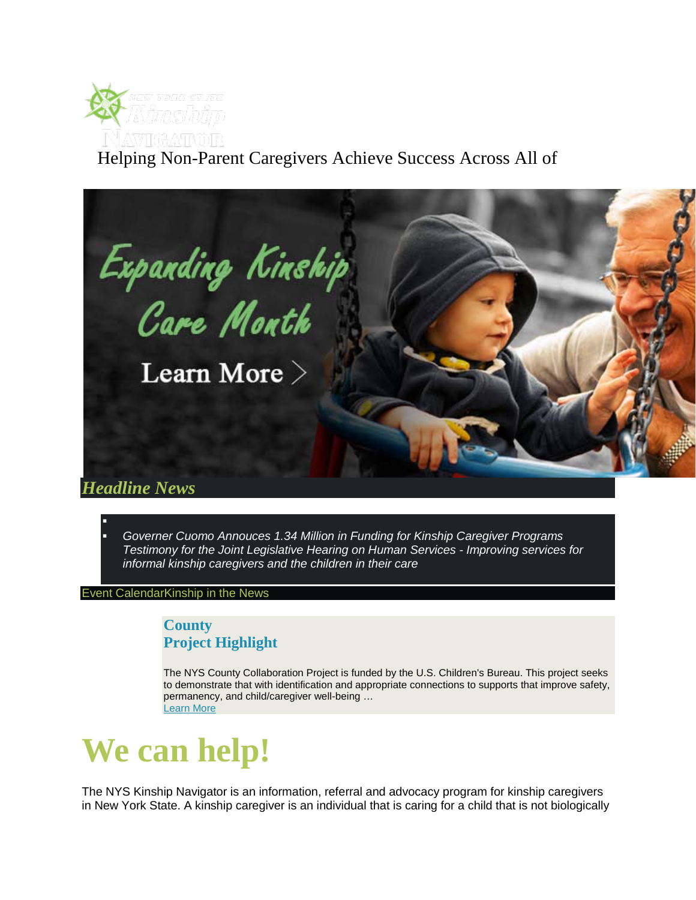New York State Kinship Navigator

Helping Non-Parent Caregivers Achieve Success Across All of

Expanding Kinship Care Month

Learn More >

## *Headline News*

- 
- *Governer Cuomo Annouces 1.34 Million in Funding for Kinship Caregiver Programs*
  *Testimony for the Joint Legislative Hearing on Human Services - Improving services for informal kinship caregivers and the children in their care*

Event CalendarKinship in the News

### County Project Highlight

The NYS County Collaboration Project is funded by the U.S. Children's Bureau. This project seeks to demonstrate that with identification and appropriate connections to supports that improve safety, permanency, and child/caregiver well-being …
Learn More

# We can help!

The NYS Kinship Navigator is an information, referral and advocacy program for kinship caregivers in New York State. A kinship caregiver is an individual that is caring for a child that is not biologically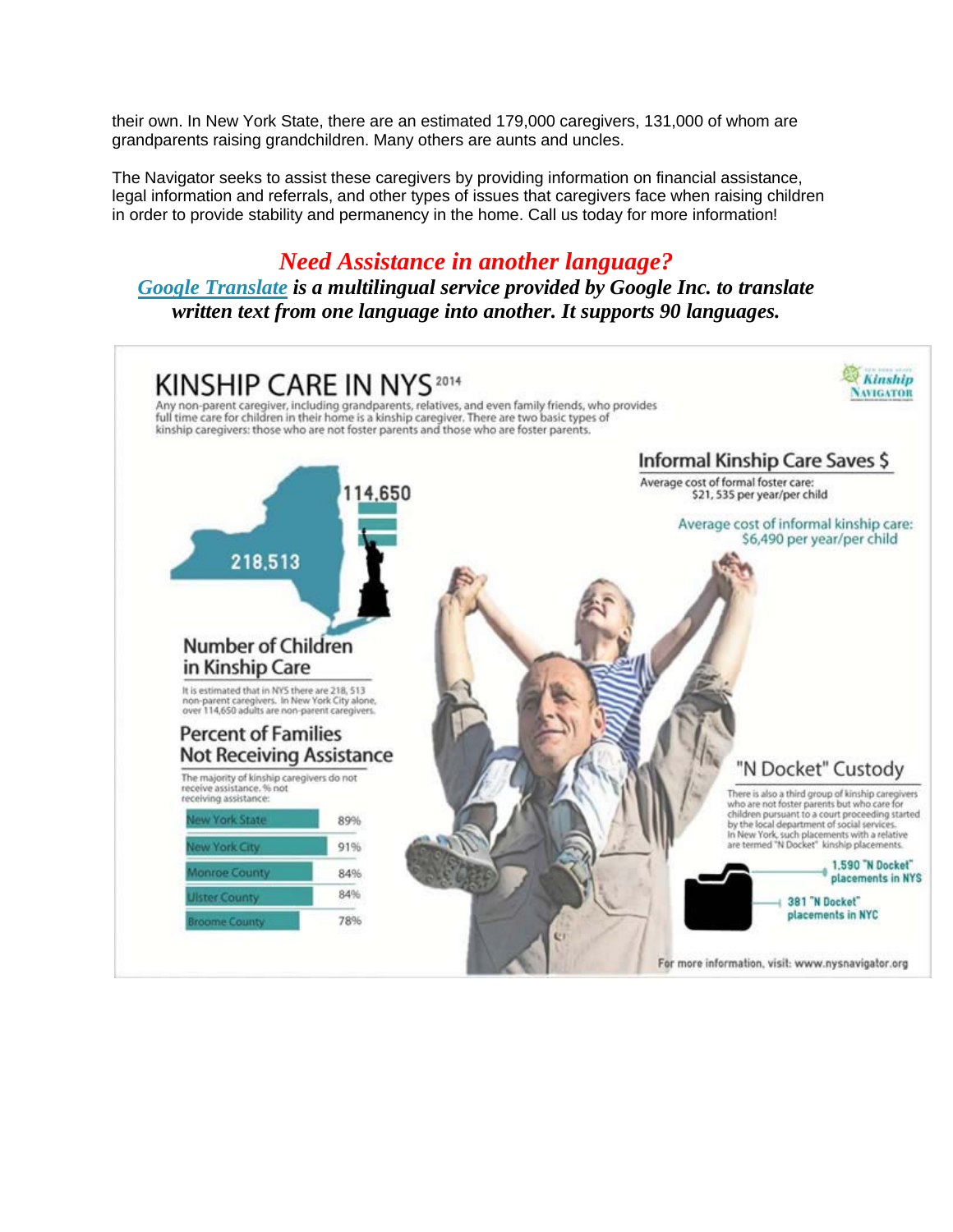their own. In New York State, there are an estimated 179,000 caregivers, 131,000 of whom are grandparents raising grandchildren. Many others are aunts and uncles.

The Navigator seeks to assist these caregivers by providing information on financial assistance, legal information and referrals, and other types of issues that caregivers face when raising children in order to provide stability and permanency in the home. Call us today for more information!

## *Need Assistance in another language?*

***Google Translate is a multilingual service provided by Google Inc. to translate written text from one language into another. It supports 90 languages.***

# KINSHIP CARE IN NYS 2014

Any non-parent caregiver, including grandparents, relatives, and even family friends, who provides full time care for children in their home is a kinship caregiver. There are two basic types of kinship caregivers: those who are not foster parents and those who are foster parents.

Kinship Navigator

218,513

114,650

## Number of Children in Kinship Care

It is estimated that in NYS there are 218, 513 non-parent caregivers. In New York City alone, over 114,650 adults are non-parent caregivers.

## Percent of Families Not Receiving Assistance

The majority of kinship caregivers do not receive assistance. % not receiving assistance:

| Area | % |
| --- | --- |
| New York State | 89% |
| New York City | 91% |
| Monroe County | 84% |
| Ulster County | 84% |
| Broome County | 78% |

## Informal Kinship Care Saves $

Average cost of formal foster care: $21, 535 per year/per child

Average cost of informal kinship care: $6,490 per year/per child

## "N Docket" Custody

There is also a third group of kinship caregivers who are not foster parents but who care for children pursuant to a court proceeding started by the local department of social services. In New York, such placements with a relative are termed "N Docket" kinship placements.

1,590 "N Docket" placements in NYS

381 "N Docket" placements in NYC

For more information, visit: www.nysnavigator.org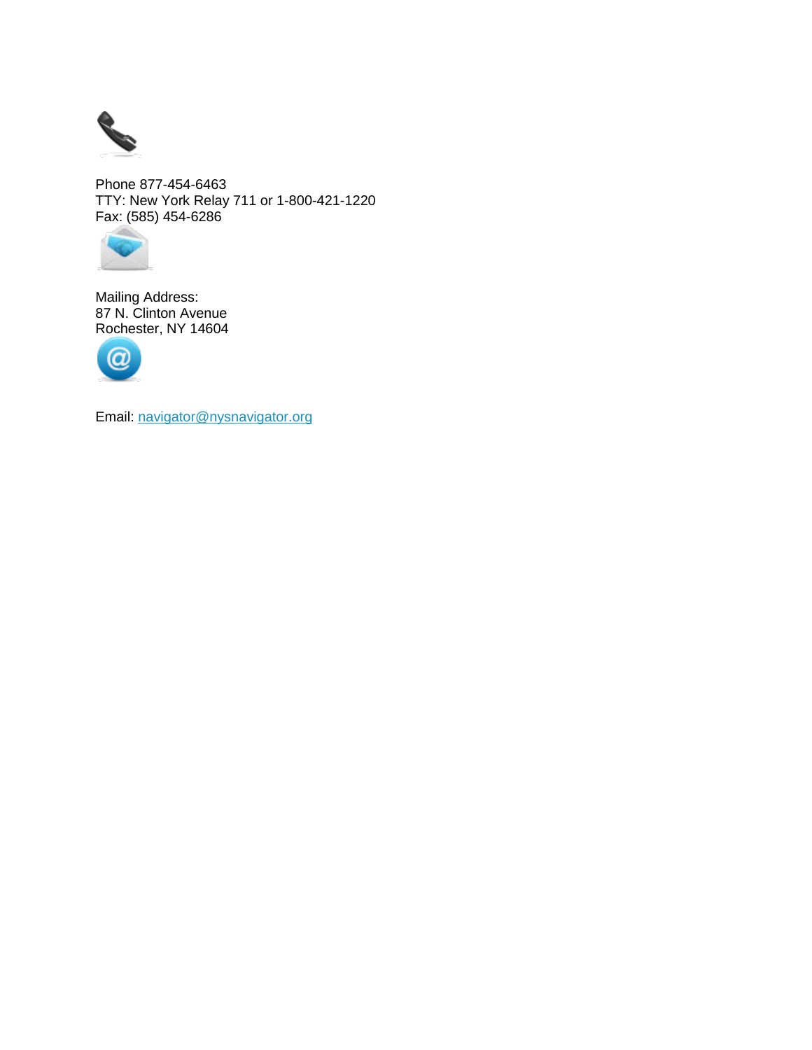Phone 877-454-6463
TTY: New York Relay 711 or 1-800-421-1220
Fax: (585) 454-6286

Mailing Address:
87 N. Clinton Avenue
Rochester, NY 14604

Email: [navigator@nysnavigator.org](mailto:navigator@nysnavigator.org)